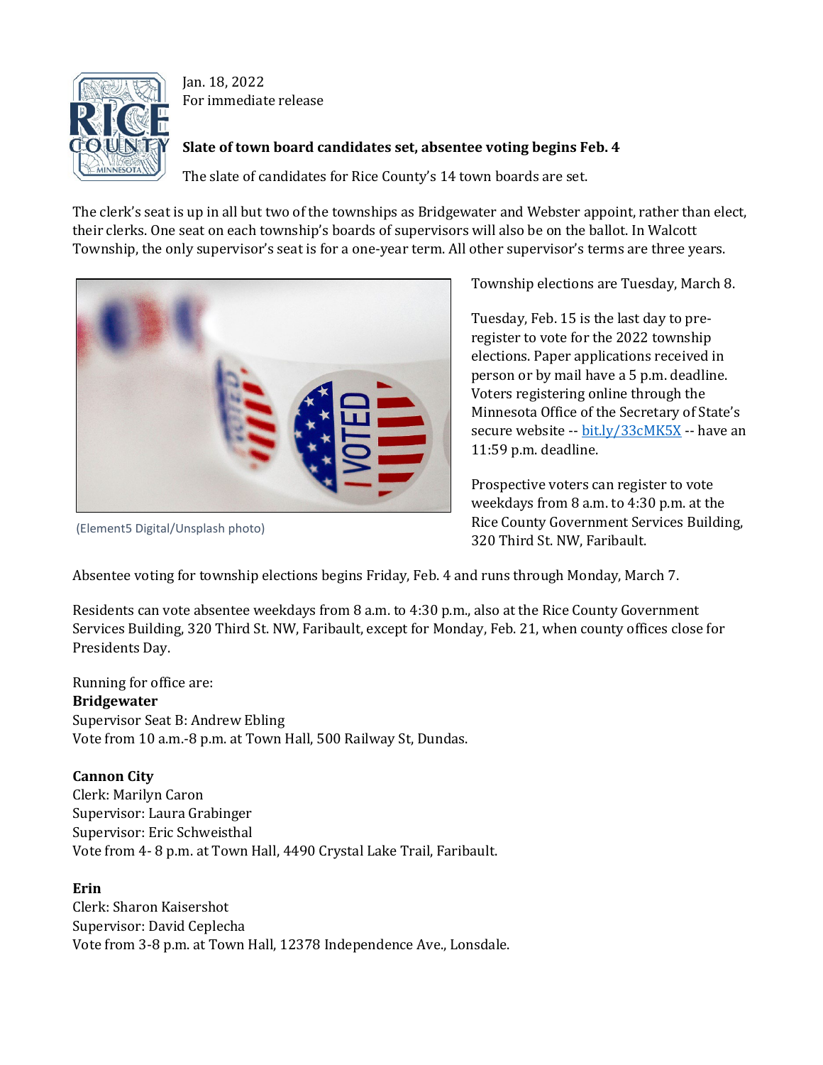Jan. 18, 2022
For immediate release

**Slate of town board candidates set, absentee voting begins Feb. 4**

The slate of candidates for Rice County's 14 town boards are set.

The clerk's seat is up in all but two of the townships as Bridgewater and Webster appoint, rather than elect, their clerks. One seat on each township's boards of supervisors will also be on the ballot. In Walcott Township, the only supervisor's seat is for a one-year term. All other supervisor's terms are three years.

(Element5 Digital/Unsplash photo)

Township elections are Tuesday, March 8.

Tuesday, Feb. 15 is the last day to pre-register to vote for the 2022 township elections. Paper applications received in person or by mail have a 5 p.m. deadline. Voters registering online through the Minnesota Office of the Secretary of State's secure website -- [bit.ly/33cMK5X](bit.ly/33cMK5X) -- have an 11:59 p.m. deadline.

Prospective voters can register to vote weekdays from 8 a.m. to 4:30 p.m. at the Rice County Government Services Building, 320 Third St. NW, Faribault.

Absentee voting for township elections begins Friday, Feb. 4 and runs through Monday, March 7.

Residents can vote absentee weekdays from 8 a.m. to 4:30 p.m., also at the Rice County Government Services Building, 320 Third St. NW, Faribault, except for Monday, Feb. 21, when county offices close for Presidents Day.

Running for office are:

**Bridgewater**
Supervisor Seat B: Andrew Ebling
Vote from 10 a.m.-8 p.m. at Town Hall, 500 Railway St, Dundas.

**Cannon City**
Clerk: Marilyn Caron
Supervisor: Laura Grabinger
Supervisor: Eric Schweisthal
Vote from 4- 8 p.m. at Town Hall, 4490 Crystal Lake Trail, Faribault.

**Erin**
Clerk: Sharon Kaisershot
Supervisor: David Ceplecha
Vote from 3-8 p.m. at Town Hall, 12378 Independence Ave., Lonsdale.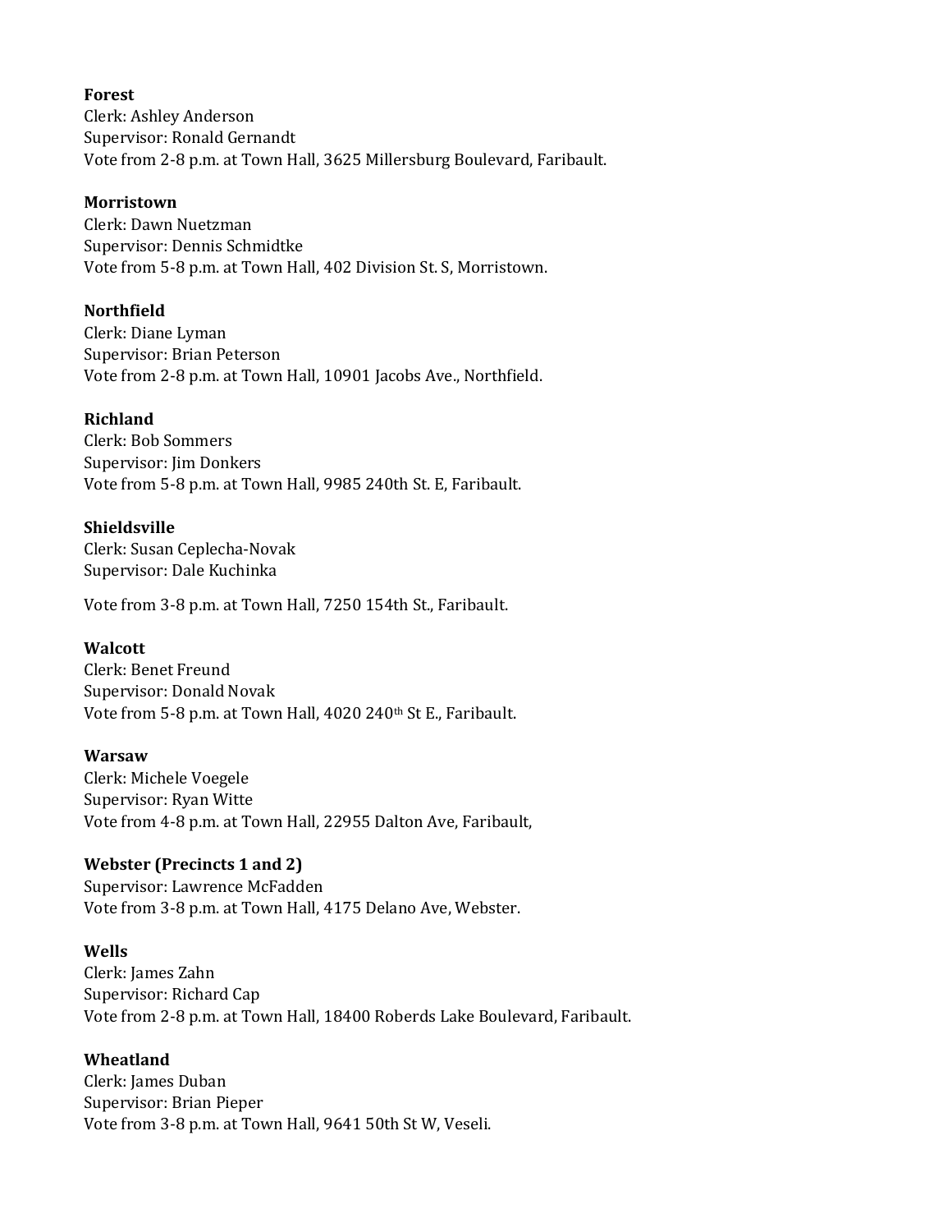**Forest**
Clerk: Ashley Anderson
Supervisor: Ronald Gernandt
Vote from 2-8 p.m. at Town Hall, 3625 Millersburg Boulevard, Faribault.

**Morristown**
Clerk: Dawn Nuetzman
Supervisor: Dennis Schmidtke
Vote from 5-8 p.m. at Town Hall, 402 Division St. S, Morristown.

**Northfield**
Clerk: Diane Lyman
Supervisor: Brian Peterson
Vote from 2-8 p.m. at Town Hall, 10901 Jacobs Ave., Northfield.

**Richland**
Clerk: Bob Sommers
Supervisor: Jim Donkers
Vote from 5-8 p.m. at Town Hall, 9985 240th St. E, Faribault.

**Shieldsville**
Clerk: Susan Ceplecha-Novak
Supervisor: Dale Kuchinka

Vote from 3-8 p.m. at Town Hall, 7250 154th St., Faribault.

**Walcott**
Clerk: Benet Freund
Supervisor: Donald Novak
Vote from 5-8 p.m. at Town Hall, 4020 240th St E., Faribault.

**Warsaw**
Clerk: Michele Voegele
Supervisor: Ryan Witte
Vote from 4-8 p.m. at Town Hall, 22955 Dalton Ave, Faribault,

**Webster (Precincts 1 and 2)**
Supervisor: Lawrence McFadden
Vote from 3-8 p.m. at Town Hall, 4175 Delano Ave, Webster.

**Wells**
Clerk: James Zahn
Supervisor: Richard Cap
Vote from 2-8 p.m. at Town Hall, 18400 Roberds Lake Boulevard, Faribault.

**Wheatland**
Clerk: James Duban
Supervisor: Brian Pieper
Vote from 3-8 p.m. at Town Hall, 9641 50th St W, Veseli.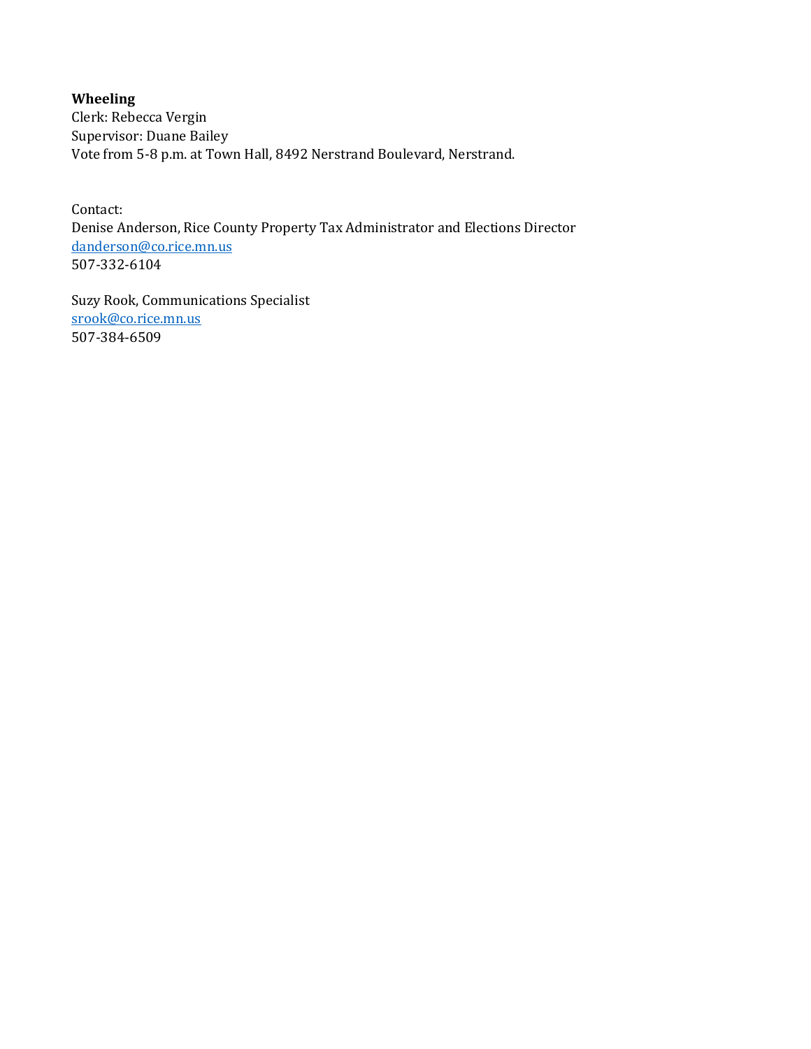**Wheeling**
Clerk: Rebecca Vergin
Supervisor: Duane Bailey
Vote from 5-8 p.m. at Town Hall, 8492 Nerstrand Boulevard, Nerstrand.

Contact:
Denise Anderson, Rice County Property Tax Administrator and Elections Director
danderson@co.rice.mn.us
507-332-6104

Suzy Rook, Communications Specialist
srook@co.rice.mn.us
507-384-6509